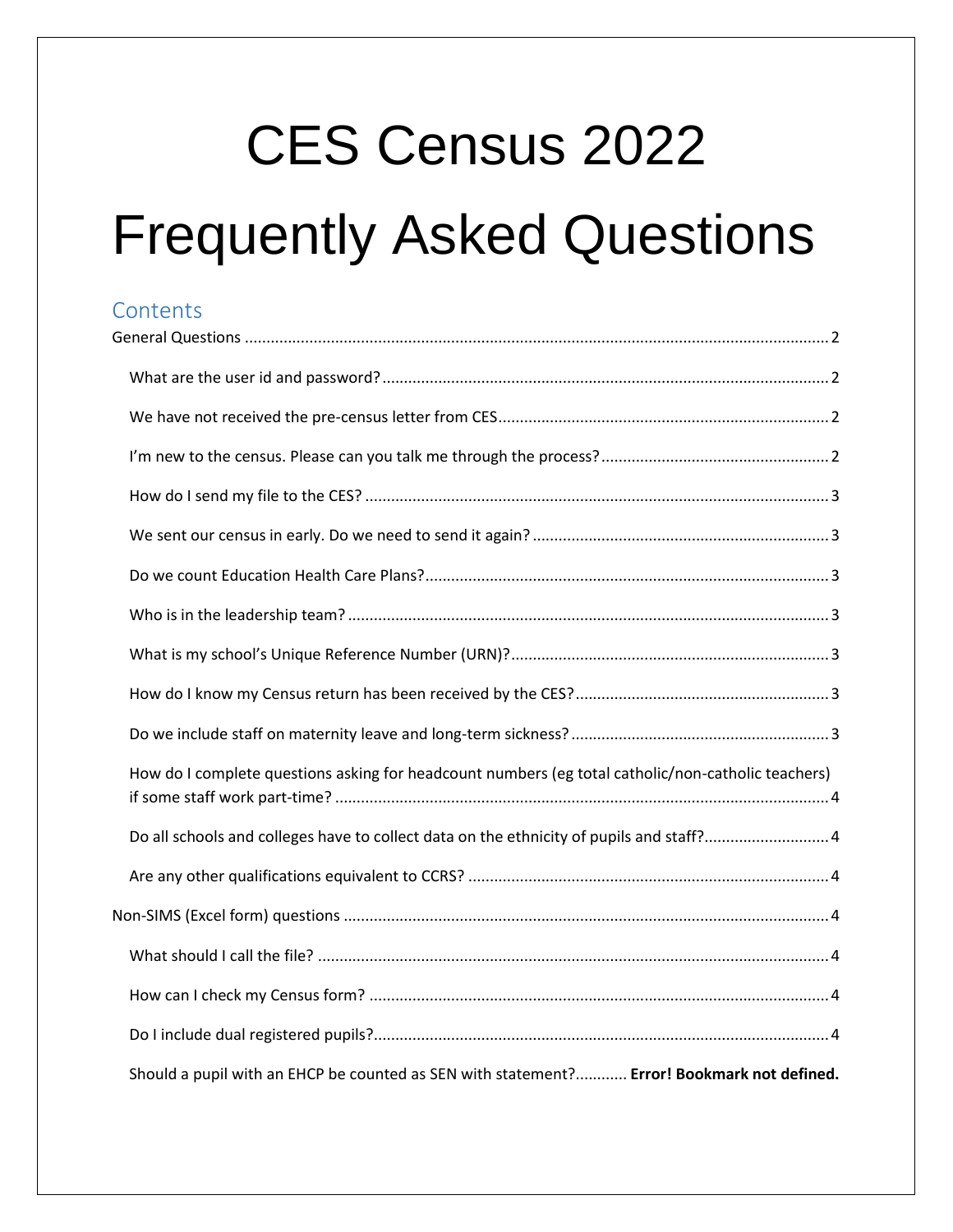# CES Census 2022

# Frequently Asked Questions

## Contents

General Questions ..... 2

- What are the user id and password? ..... 2
- We have not received the pre-census letter from CES ..... 2
- I'm new to the census. Please can you talk me through the process? ..... 2
- How do I send my file to the CES? ..... 3
- We sent our census in early. Do we need to send it again? ..... 3
- Do we count Education Health Care Plans? ..... 3
- Who is in the leadership team? ..... 3
- What is my school's Unique Reference Number (URN)? ..... 3
- How do I know my Census return has been received by the CES? ..... 3
- Do we include staff on maternity leave and long-term sickness? ..... 3
- How do I complete questions asking for headcount numbers (eg total catholic/non-catholic teachers) if some staff work part-time? ..... 4
- Do all schools and colleges have to collect data on the ethnicity of pupils and staff? ..... 4
- Are any other qualifications equivalent to CCRS? ..... 4

Non-SIMS (Excel form) questions ..... 4

- What should I call the file? ..... 4
- How can I check my Census form? ..... 4
- Do I include dual registered pupils? ..... 4
- Should a pupil with an EHCP be counted as SEN with statement? ..... **Error! Bookmark not defined.**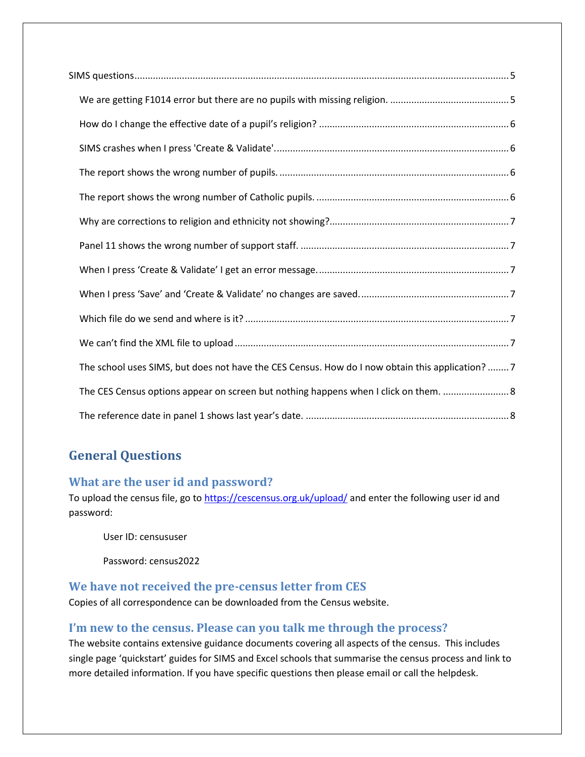SIMS questions ........................................................................................................................................ 5

- We are getting F1014 error but there are no pupils with missing religion. ............................................ 5
- How do I change the effective date of a pupil's religion? ....................................................................... 6
- SIMS crashes when I press 'Create & Validate'. ....................................................................................... 6
- The report shows the wrong number of pupils. ...................................................................................... 6
- The report shows the wrong number of Catholic pupils. ........................................................................ 6
- Why are corrections to religion and ethnicity not showing? ................................................................... 7
- Panel 11 shows the wrong number of support staff. .............................................................................. 7
- When I press 'Create & Validate' I get an error message. ....................................................................... 7
- When I press 'Save' and 'Create & Validate' no changes are saved. ........................................................ 7
- Which file do we send and where is it? ................................................................................................... 7
- We can't find the XML file to upload ....................................................................................................... 7
- The school uses SIMS, but does not have the CES Census. How do I now obtain this application? ........ 7
- The CES Census options appear on screen but nothing happens when I click on them. ......................... 8
- The reference date in panel 1 shows last year's date. ............................................................................ 8

## General Questions

### What are the user id and password?

To upload the census file, go to https://cescensus.org.uk/upload/ and enter the following user id and password:

User ID: censususer

Password: census2022

### We have not received the pre-census letter from CES

Copies of all correspondence can be downloaded from the Census website.

### I'm new to the census. Please can you talk me through the process?

The website contains extensive guidance documents covering all aspects of the census. This includes single page 'quickstart' guides for SIMS and Excel schools that summarise the census process and link to more detailed information. If you have specific questions then please email or call the helpdesk.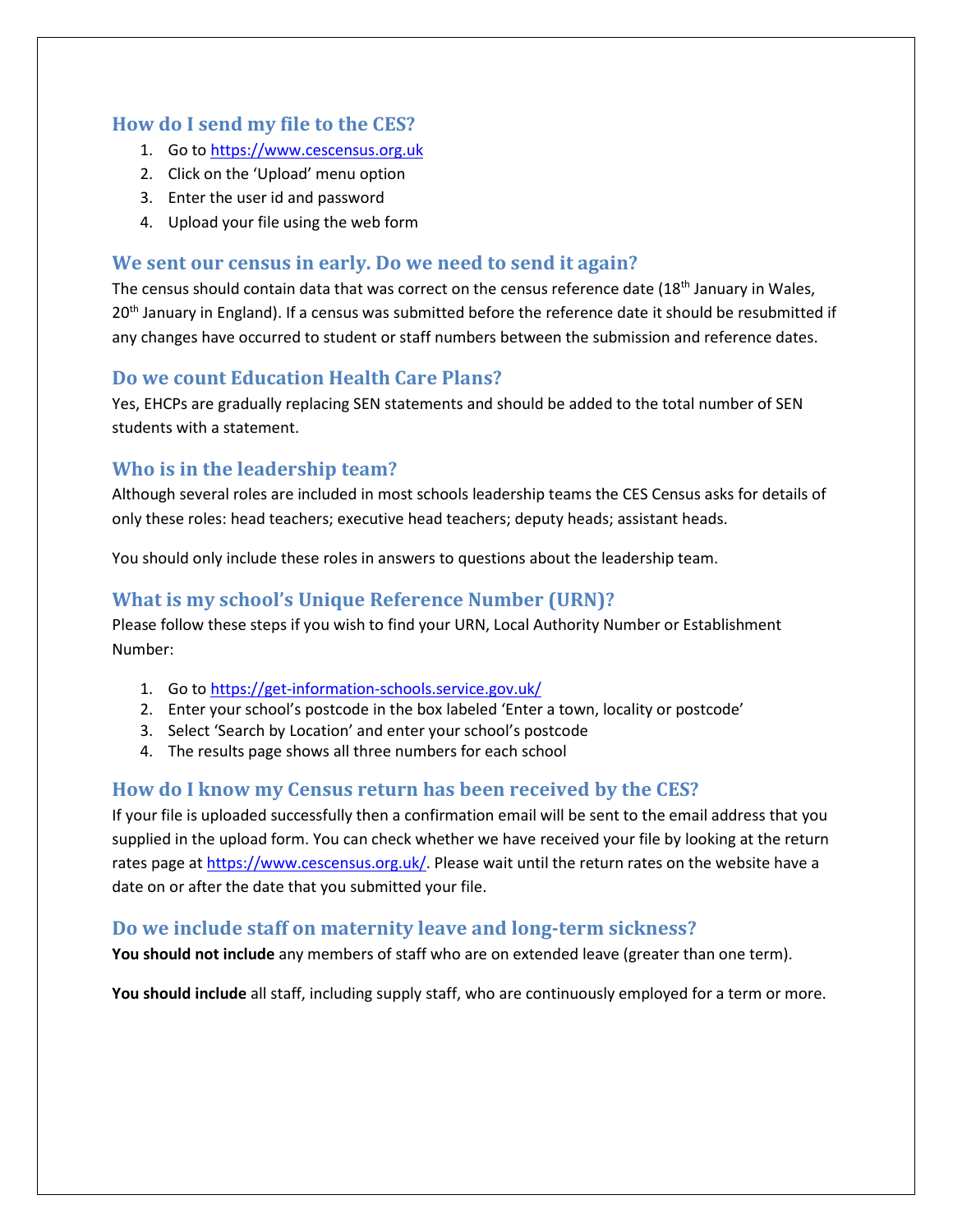## How do I send my file to the CES?

1. Go to https://www.cescensus.org.uk
2. Click on the 'Upload' menu option
3. Enter the user id and password
4. Upload your file using the web form

## We sent our census in early. Do we need to send it again?

The census should contain data that was correct on the census reference date (18th January in Wales, 20th January in England). If a census was submitted before the reference date it should be resubmitted if any changes have occurred to student or staff numbers between the submission and reference dates.

## Do we count Education Health Care Plans?

Yes, EHCPs are gradually replacing SEN statements and should be added to the total number of SEN students with a statement.

## Who is in the leadership team?

Although several roles are included in most schools leadership teams the CES Census asks for details of only these roles: head teachers; executive head teachers; deputy heads; assistant heads.

You should only include these roles in answers to questions about the leadership team.

## What is my school's Unique Reference Number (URN)?

Please follow these steps if you wish to find your URN, Local Authority Number or Establishment Number:

1. Go to https://get-information-schools.service.gov.uk/
2. Enter your school's postcode in the box labeled 'Enter a town, locality or postcode'
3. Select 'Search by Location' and enter your school's postcode
4. The results page shows all three numbers for each school

## How do I know my Census return has been received by the CES?

If your file is uploaded successfully then a confirmation email will be sent to the email address that you supplied in the upload form. You can check whether we have received your file by looking at the return rates page at https://www.cescensus.org.uk/. Please wait until the return rates on the website have a date on or after the date that you submitted your file.

## Do we include staff on maternity leave and long-term sickness?

**You should not include** any members of staff who are on extended leave (greater than one term).

**You should include** all staff, including supply staff, who are continuously employed for a term or more.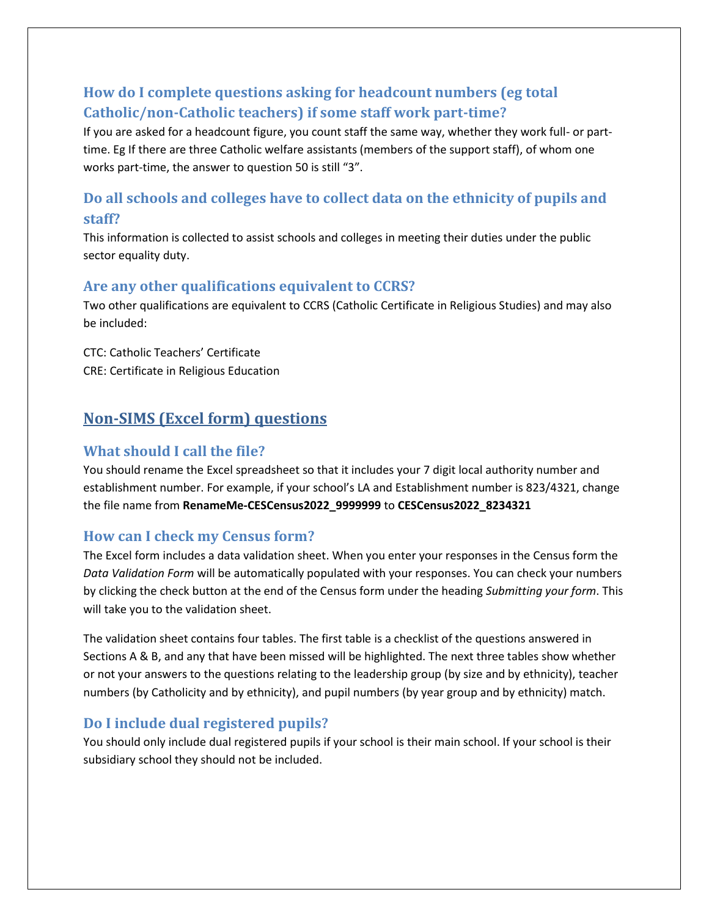### How do I complete questions asking for headcount numbers (eg total Catholic/non-Catholic teachers) if some staff work part-time?

If you are asked for a headcount figure, you count staff the same way, whether they work full- or part-time. Eg If there are three Catholic welfare assistants (members of the support staff), of whom one works part-time, the answer to question 50 is still "3".

### Do all schools and colleges have to collect data on the ethnicity of pupils and staff?

This information is collected to assist schools and colleges in meeting their duties under the public sector equality duty.

### Are any other qualifications equivalent to CCRS?

Two other qualifications are equivalent to CCRS (Catholic Certificate in Religious Studies) and may also be included:

CTC: Catholic Teachers' Certificate
CRE: Certificate in Religious Education

## Non-SIMS (Excel form) questions

### What should I call the file?

You should rename the Excel spreadsheet so that it includes your 7 digit local authority number and establishment number. For example, if your school's LA and Establishment number is 823/4321, change the file name from **RenameMe-CESCensus2022_9999999** to **CESCensus2022_8234321**

### How can I check my Census form?

The Excel form includes a data validation sheet. When you enter your responses in the Census form the *Data Validation Form* will be automatically populated with your responses. You can check your numbers by clicking the check button at the end of the Census form under the heading *Submitting your form*. This will take you to the validation sheet.

The validation sheet contains four tables. The first table is a checklist of the questions answered in Sections A & B, and any that have been missed will be highlighted. The next three tables show whether or not your answers to the questions relating to the leadership group (by size and by ethnicity), teacher numbers (by Catholicity and by ethnicity), and pupil numbers (by year group and by ethnicity) match.

### Do I include dual registered pupils?

You should only include dual registered pupils if your school is their main school. If your school is their subsidiary school they should not be included.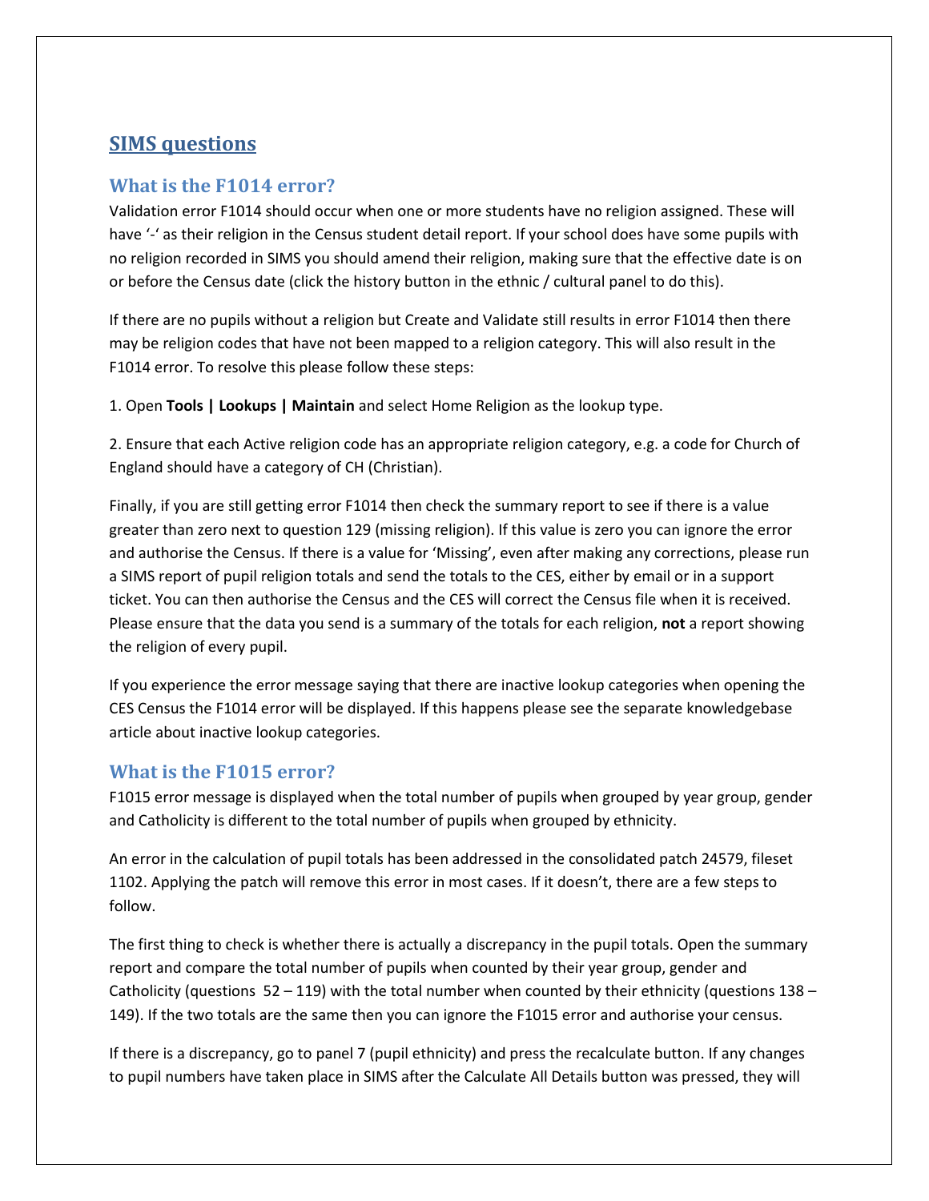# SIMS questions

## What is the F1014 error?

Validation error F1014 should occur when one or more students have no religion assigned. These will have '-' as their religion in the Census student detail report. If your school does have some pupils with no religion recorded in SIMS you should amend their religion, making sure that the effective date is on or before the Census date (click the history button in the ethnic / cultural panel to do this).

If there are no pupils without a religion but Create and Validate still results in error F1014 then there may be religion codes that have not been mapped to a religion category. This will also result in the F1014 error. To resolve this please follow these steps:

1. Open **Tools | Lookups | Maintain** and select Home Religion as the lookup type.

2. Ensure that each Active religion code has an appropriate religion category, e.g. a code for Church of England should have a category of CH (Christian).

Finally, if you are still getting error F1014 then check the summary report to see if there is a value greater than zero next to question 129 (missing religion). If this value is zero you can ignore the error and authorise the Census. If there is a value for 'Missing', even after making any corrections, please run a SIMS report of pupil religion totals and send the totals to the CES, either by email or in a support ticket. You can then authorise the Census and the CES will correct the Census file when it is received. Please ensure that the data you send is a summary of the totals for each religion, **not** a report showing the religion of every pupil.

If you experience the error message saying that there are inactive lookup categories when opening the CES Census the F1014 error will be displayed. If this happens please see the separate knowledgebase article about inactive lookup categories.

## What is the F1015 error?

F1015 error message is displayed when the total number of pupils when grouped by year group, gender and Catholicity is different to the total number of pupils when grouped by ethnicity.

An error in the calculation of pupil totals has been addressed in the consolidated patch 24579, fileset 1102. Applying the patch will remove this error in most cases. If it doesn't, there are a few steps to follow.

The first thing to check is whether there is actually a discrepancy in the pupil totals. Open the summary report and compare the total number of pupils when counted by their year group, gender and Catholicity (questions 52 – 119) with the total number when counted by their ethnicity (questions 138 – 149). If the two totals are the same then you can ignore the F1015 error and authorise your census.

If there is a discrepancy, go to panel 7 (pupil ethnicity) and press the recalculate button. If any changes to pupil numbers have taken place in SIMS after the Calculate All Details button was pressed, they will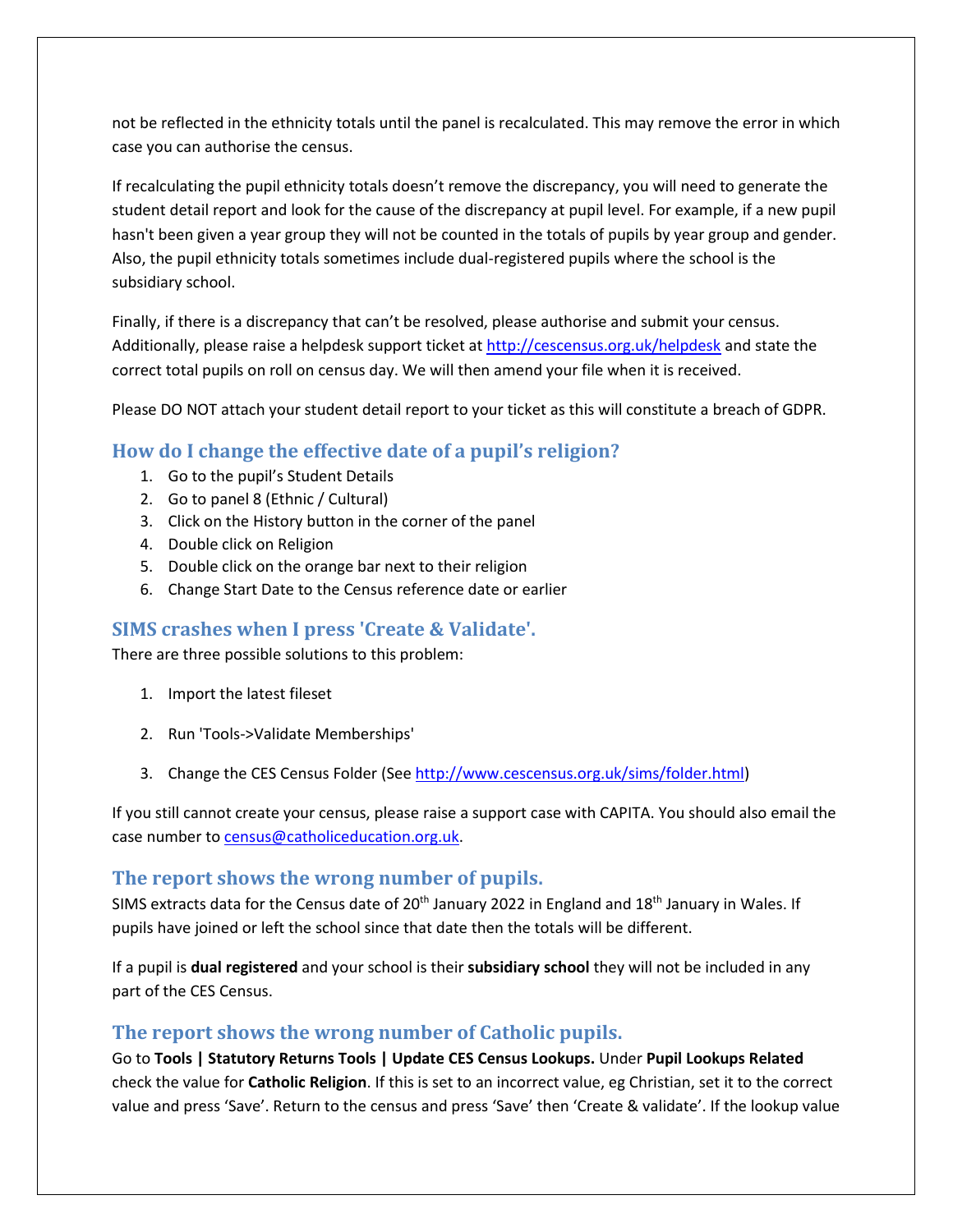not be reflected in the ethnicity totals until the panel is recalculated. This may remove the error in which case you can authorise the census.

If recalculating the pupil ethnicity totals doesn't remove the discrepancy, you will need to generate the student detail report and look for the cause of the discrepancy at pupil level. For example, if a new pupil hasn't been given a year group they will not be counted in the totals of pupils by year group and gender. Also, the pupil ethnicity totals sometimes include dual-registered pupils where the school is the subsidiary school.

Finally, if there is a discrepancy that can't be resolved, please authorise and submit your census. Additionally, please raise a helpdesk support ticket at http://cescensus.org.uk/helpdesk and state the correct total pupils on roll on census day. We will then amend your file when it is received.

Please DO NOT attach your student detail report to your ticket as this will constitute a breach of GDPR.

## How do I change the effective date of a pupil's religion?

1. Go to the pupil's Student Details
2. Go to panel 8 (Ethnic / Cultural)
3. Click on the History button in the corner of the panel
4. Double click on Religion
5. Double click on the orange bar next to their religion
6. Change Start Date to the Census reference date or earlier

## SIMS crashes when I press 'Create & Validate'.

There are three possible solutions to this problem:

1. Import the latest fileset
2. Run 'Tools->Validate Memberships'
3. Change the CES Census Folder (See http://www.cescensus.org.uk/sims/folder.html)

If you still cannot create your census, please raise a support case with CAPITA. You should also email the case number to census@catholiceducation.org.uk.

## The report shows the wrong number of pupils.

SIMS extracts data for the Census date of 20th January 2022 in England and 18th January in Wales. If pupils have joined or left the school since that date then the totals will be different.

If a pupil is **dual registered** and your school is their **subsidiary school** they will not be included in any part of the CES Census.

## The report shows the wrong number of Catholic pupils.

Go to **Tools | Statutory Returns Tools | Update CES Census Lookups.** Under **Pupil Lookups Related** check the value for **Catholic Religion**. If this is set to an incorrect value, eg Christian, set it to the correct value and press 'Save'. Return to the census and press 'Save' then 'Create & validate'. If the lookup value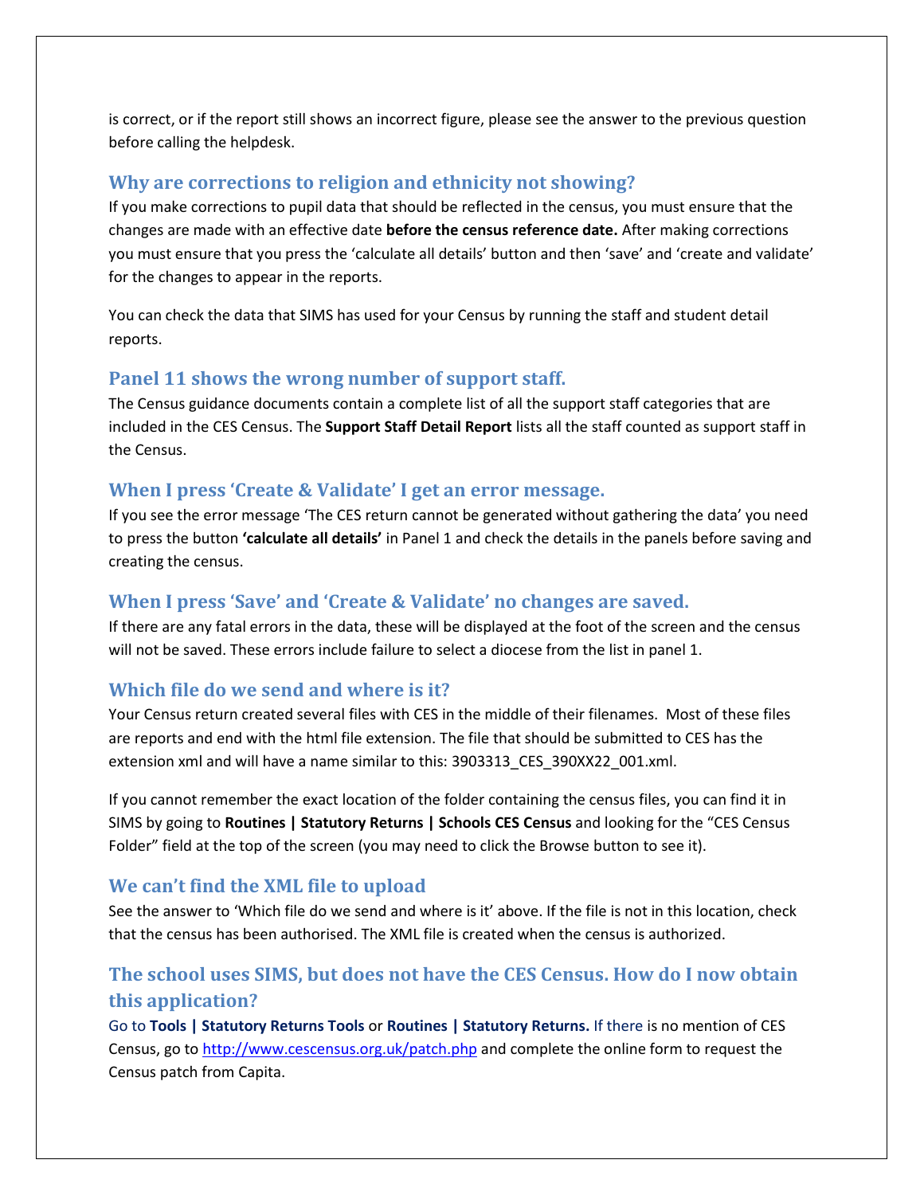is correct, or if the report still shows an incorrect figure, please see the answer to the previous question before calling the helpdesk.

### Why are corrections to religion and ethnicity not showing?

If you make corrections to pupil data that should be reflected in the census, you must ensure that the changes are made with an effective date **before the census reference date.** After making corrections you must ensure that you press the 'calculate all details' button and then 'save' and 'create and validate' for the changes to appear in the reports.

You can check the data that SIMS has used for your Census by running the staff and student detail reports.

### Panel 11 shows the wrong number of support staff.

The Census guidance documents contain a complete list of all the support staff categories that are included in the CES Census. The **Support Staff Detail Report** lists all the staff counted as support staff in the Census.

### When I press 'Create & Validate' I get an error message.

If you see the error message 'The CES return cannot be generated without gathering the data' you need to press the button **'calculate all details'** in Panel 1 and check the details in the panels before saving and creating the census.

### When I press 'Save' and 'Create & Validate' no changes are saved.

If there are any fatal errors in the data, these will be displayed at the foot of the screen and the census will not be saved. These errors include failure to select a diocese from the list in panel 1.

### Which file do we send and where is it?

Your Census return created several files with CES in the middle of their filenames. Most of these files are reports and end with the html file extension. The file that should be submitted to CES has the extension xml and will have a name similar to this: 3903313_CES_390XX22_001.xml.

If you cannot remember the exact location of the folder containing the census files, you can find it in SIMS by going to **Routines | Statutory Returns | Schools CES Census** and looking for the "CES Census Folder" field at the top of the screen (you may need to click the Browse button to see it).

### We can't find the XML file to upload

See the answer to 'Which file do we send and where is it' above. If the file is not in this location, check that the census has been authorised. The XML file is created when the census is authorized.

### The school uses SIMS, but does not have the CES Census. How do I now obtain this application?

Go to **Tools | Statutory Returns Tools** or **Routines | Statutory Returns.** If there is no mention of CES Census, go to [http://www.cescensus.org.uk/patch.php](http://www.cescensus.org.uk/patch.php) and complete the online form to request the Census patch from Capita.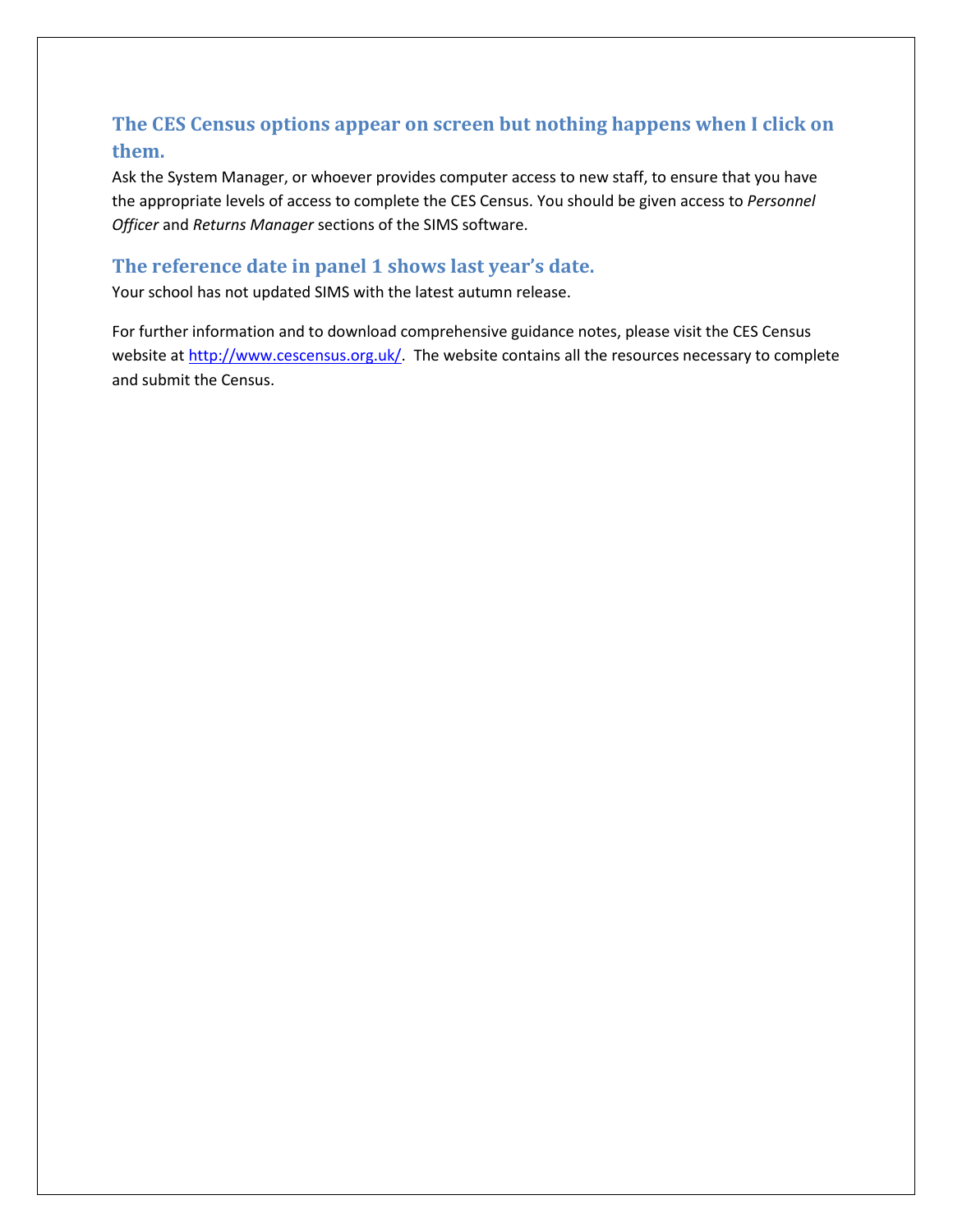### The CES Census options appear on screen but nothing happens when I click on them.

Ask the System Manager, or whoever provides computer access to new staff, to ensure that you have the appropriate levels of access to complete the CES Census. You should be given access to *Personnel Officer* and *Returns Manager* sections of the SIMS software.

### The reference date in panel 1 shows last year's date.

Your school has not updated SIMS with the latest autumn release.

For further information and to download comprehensive guidance notes, please visit the CES Census website at http://www.cescensus.org.uk/. The website contains all the resources necessary to complete and submit the Census.